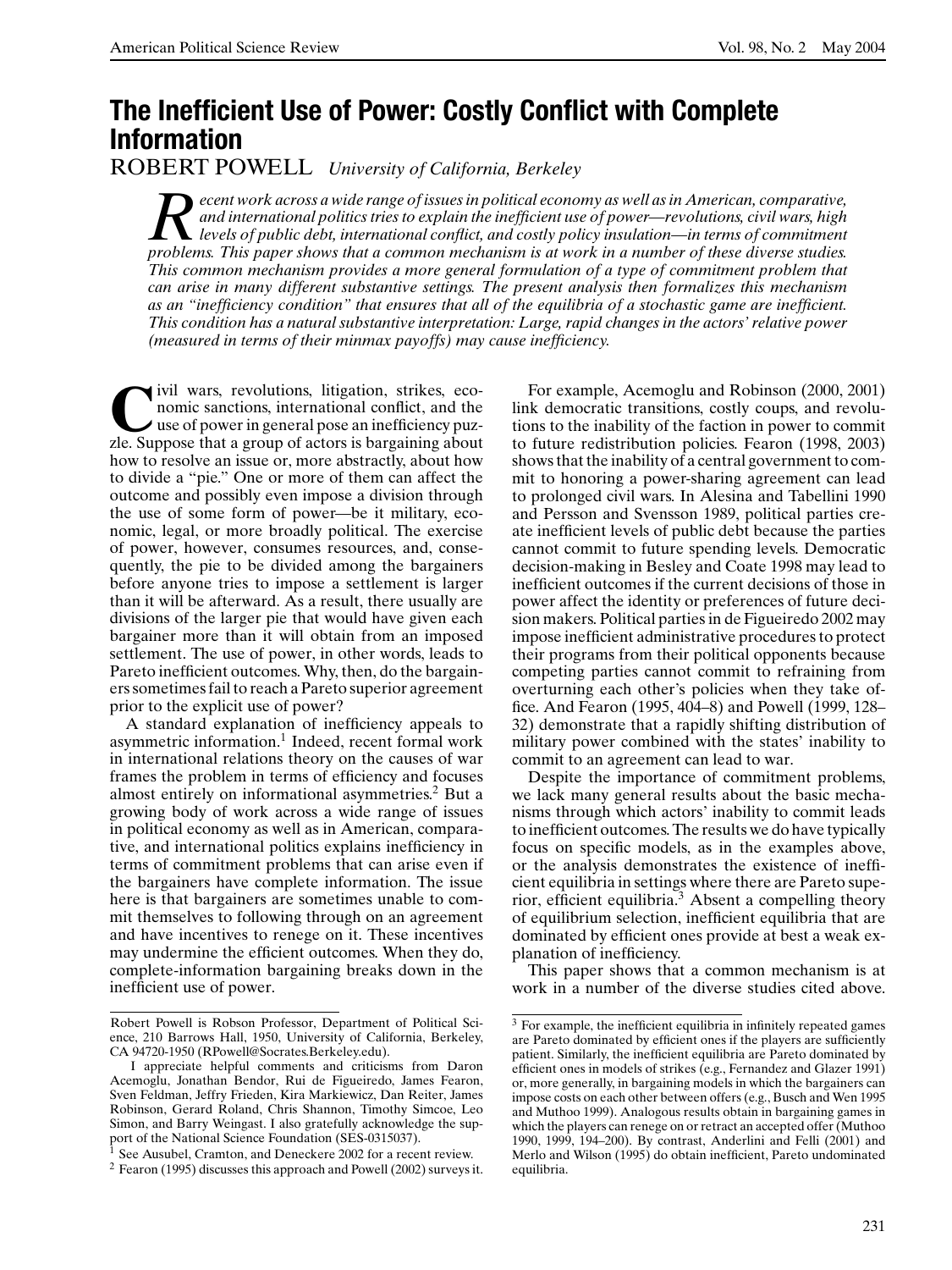# The Inefficient Use of Power: Costly Conflict with Complete Information

ROBERT POWELL *University of California, Berkeley*

*Recent work across a wide range of issues in political economy as well as in American, comparative, and international politics tries to explain the inefficient use of power—revolutions, civil wars, high levels of public debt, international conflict, and costly policy insulation—in terms of commitment problems. This paper shows that a common mechanism is at work in a number of these diverse studies. This common mechanism provides a more general formulation of a type of commitment problem that can arise in many different substantive settings. The present analysis then formalizes this mechanism as an "inefficiency condition" that ensures that all of the equilibria of a stochastic game are inefficient. This condition has a natural substantive interpretation: Large, rapid changes in the actors' relative power (measured in terms of their minmax payoffs) may cause inefficiency.*

Civil wars, revolutions, litigation, strikes, economic sanctions, international conflict, and the use of power in general pose an inefficiency puzzle. Suppose that a group of actors is bargaining about how to resolve an issue or, more abstractly, about how to divide a "pie." One or more of them can affect the outcome and possibly even impose a division through the use of some form of power—be it military, economic, legal, or more broadly political. The exercise of power, however, consumes resources, and, consequently, the pie to be divided among the bargainers before anyone tries to impose a settlement is larger than it will be afterward. As a result, there usually are divisions of the larger pie that would have given each bargainer more than it will obtain from an imposed settlement. The use of power, in other words, leads to Pareto inefficient outcomes. Why, then, do the bargainers sometimes fail to reach a Pareto superior agreement prior to the explicit use of power?

A standard explanation of inefficiency appeals to asymmetric information.[1] Indeed, recent formal work in international relations theory on the causes of war frames the problem in terms of efficiency and focuses almost entirely on informational asymmetries.[2] But a growing body of work across a wide range of issues in political economy as well as in American, comparative, and international politics explains inefficiency in terms of commitment problems that can arise even if the bargainers have complete information. The issue here is that bargainers are sometimes unable to commit themselves to following through on an agreement and have incentives to renege on it. These incentives may undermine the efficient outcomes. When they do, complete-information bargaining breaks down in the inefficient use of power.

For example, Acemoglu and Robinson (2000, 2001) link democratic transitions, costly coups, and revolutions to the inability of the faction in power to commit to future redistribution policies. Fearon (1998, 2003) shows that the inability of a central government to commit to honoring a power-sharing agreement can lead to prolonged civil wars. In Alesina and Tabellini 1990 and Persson and Svensson 1989, political parties create inefficient levels of public debt because the parties cannot commit to future spending levels. Democratic decision-making in Besley and Coate 1998 may lead to inefficient outcomes if the current decisions of those in power affect the identity or preferences of future decision makers. Political parties in de Figueiredo 2002 may impose inefficient administrative procedures to protect their programs from their political opponents because competing parties cannot commit to refraining from overturning each other's policies when they take office. And Fearon (1995, 404–8) and Powell (1999, 128–32) demonstrate that a rapidly shifting distribution of military power combined with the states' inability to commit to an agreement can lead to war.

Despite the importance of commitment problems, we lack many general results about the basic mechanisms through which actors' inability to commit leads to inefficient outcomes. The results we do have typically focus on specific models, as in the examples above, or the analysis demonstrates the existence of inefficient equilibria in settings where there are Pareto superior, efficient equilibria.[3] Absent a compelling theory of equilibrium selection, inefficient equilibria that are dominated by efficient ones provide at best a weak explanation of inefficiency.

This paper shows that a common mechanism is at work in a number of the diverse studies cited above.

---

Robert Powell is Robson Professor, Department of Political Science, 210 Barrows Hall, 1950, University of California, Berkeley, CA 94720-1950 (RPowell@Socrates.Berkeley.edu).

I appreciate helpful comments and criticisms from Daron Acemoglu, Jonathan Bendor, Rui de Figueiredo, James Fearon, Sven Feldman, Jeffry Frieden, Kira Markiewicz, Dan Reiter, James Robinson, Gerard Roland, Chris Shannon, Timothy Simcoe, Leo Simon, and Barry Weingast. I also gratefully acknowledge the support of the National Science Foundation (SES-0315037).

[1] See Ausubel, Cramton, and Deneckere 2002 for a recent review.

[2] Fearon (1995) discusses this approach and Powell (2002) surveys it.

[3] For example, the inefficient equilibria in infinitely repeated games are Pareto dominated by efficient ones if the players are sufficiently patient. Similarly, the inefficient equilibria are Pareto dominated by efficient ones in models of strikes (e.g., Fernandez and Glazer 1991) or, more generally, in bargaining models in which the bargainers can impose costs on each other between offers (e.g., Busch and Wen 1995 and Muthoo 1999). Analogous results obtain in bargaining games in which the players can renege on or retract an accepted offer (Muthoo 1990, 1999, 194–200). By contrast, Anderlini and Felli (2001) and Merlo and Wilson (1995) do obtain inefficient, Pareto undominated equilibria.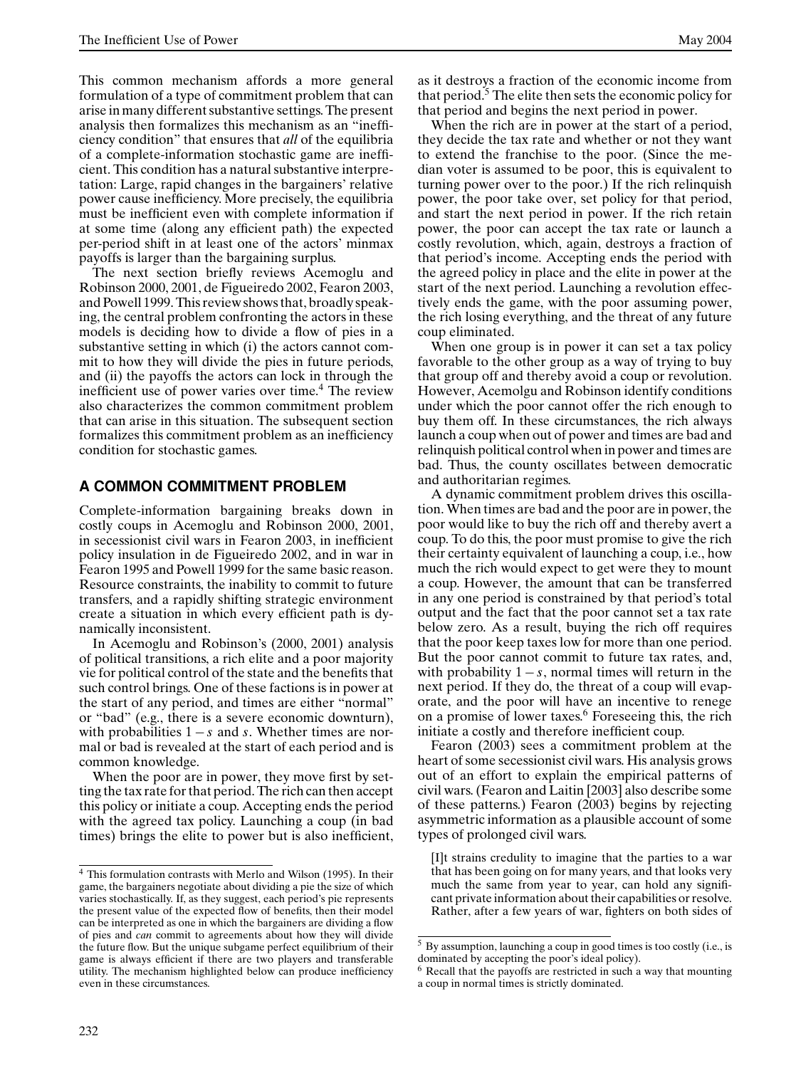This common mechanism affords a more general formulation of a type of commitment problem that can arise in many different substantive settings. The present analysis then formalizes this mechanism as an "inefficiency condition" that ensures that *all* of the equilibria of a complete-information stochastic game are inefficient. This condition has a natural substantive interpretation: Large, rapid changes in the bargainers' relative power cause inefficiency. More precisely, the equilibria must be inefficient even with complete information if at some time (along any efficient path) the expected per-period shift in at least one of the actors' minmax payoffs is larger than the bargaining surplus.

The next section briefly reviews Acemoglu and Robinson 2000, 2001, de Figueiredo 2002, Fearon 2003, and Powell 1999. This review shows that, broadly speaking, the central problem confronting the actors in these models is deciding how to divide a flow of pies in a substantive setting in which (i) the actors cannot commit to how they will divide the pies in future periods, and (ii) the payoffs the actors can lock in through the inefficient use of power varies over time.[4] The review also characterizes the common commitment problem that can arise in this situation. The subsequent section formalizes this commitment problem as an inefficiency condition for stochastic games.

## A COMMON COMMITMENT PROBLEM

Complete-information bargaining breaks down in costly coups in Acemoglu and Robinson 2000, 2001, in secessionist civil wars in Fearon 2003, in inefficient policy insulation in de Figueiredo 2002, and in war in Fearon 1995 and Powell 1999 for the same basic reason. Resource constraints, the inability to commit to future transfers, and a rapidly shifting strategic environment create a situation in which every efficient path is dynamically inconsistent.

In Acemoglu and Robinson's (2000, 2001) analysis of political transitions, a rich elite and a poor majority vie for political control of the state and the benefits that such control brings. One of these factions is in power at the start of any period, and times are either "normal" or "bad" (e.g., there is a severe economic downturn), with probabilities $1 - s$ and $s$. Whether times are normal or bad is revealed at the start of each period and is common knowledge.

When the poor are in power, they move first by setting the tax rate for that period. The rich can then accept this policy or initiate a coup. Accepting ends the period with the agreed tax policy. Launching a coup (in bad times) brings the elite to power but is also inefficient, as it destroys a fraction of the economic income from that period.[5] The elite then sets the economic policy for that period and begins the next period in power.

When the rich are in power at the start of a period, they decide the tax rate and whether or not they want to extend the franchise to the poor. (Since the median voter is assumed to be poor, this is equivalent to turning power over to the poor.) If the rich relinquish power, the poor take over, set policy for that period, and start the next period in power. If the rich retain power, the poor can accept the tax rate or launch a costly revolution, which, again, destroys a fraction of that period's income. Accepting ends the period with the agreed policy in place and the elite in power at the start of the next period. Launching a revolution effectively ends the game, with the poor assuming power, the rich losing everything, and the threat of any future coup eliminated.

When one group is in power it can set a tax policy favorable to the other group as a way of trying to buy that group off and thereby avoid a coup or revolution. However, Acemolgu and Robinson identify conditions under which the poor cannot offer the rich enough to buy them off. In these circumstances, the rich always launch a coup when out of power and times are bad and relinquish political control when in power and times are bad. Thus, the county oscillates between democratic and authoritarian regimes.

A dynamic commitment problem drives this oscillation. When times are bad and the poor are in power, the poor would like to buy the rich off and thereby avert a coup. To do this, the poor must promise to give the rich their certainty equivalent of launching a coup, i.e., how much the rich would expect to get were they to mount a coup. However, the amount that can be transferred in any one period is constrained by that period's total output and the fact that the poor cannot set a tax rate below zero. As a result, buying the rich off requires that the poor keep taxes low for more than one period. But the poor cannot commit to future tax rates, and, with probability $1 - s$, normal times will return in the next period. If they do, the threat of a coup will evaporate, and the poor will have an incentive to renege on a promise of lower taxes.[6] Foreseeing this, the rich initiate a costly and therefore inefficient coup.

Fearon (2003) sees a commitment problem at the heart of some secessionist civil wars. His analysis grows out of an effort to explain the empirical patterns of civil wars. (Fearon and Laitin [2003] also describe some of these patterns.) Fearon (2003) begins by rejecting asymmetric information as a plausible account of some types of prolonged civil wars.

> [I]t strains credulity to imagine that the parties to a war that has been going on for many years, and that looks very much the same from year to year, can hold any significant private information about their capabilities or resolve. Rather, after a few years of war, fighters on both sides of

---

[4] This formulation contrasts with Merlo and Wilson (1995). In their game, the bargainers negotiate about dividing a pie the size of which varies stochastically. If, as they suggest, each period's pie represents the present value of the expected flow of benefits, then their model can be interpreted as one in which the bargainers are dividing a flow of pies and *can* commit to agreements about how they will divide the future flow. But the unique subgame perfect equilibrium of their game is always efficient if there are two players and transferable utility. The mechanism highlighted below can produce inefficiency even in these circumstances.

[5] By assumption, launching a coup in good times is too costly (i.e., is dominated by accepting the poor's ideal policy).

[6] Recall that the payoffs are restricted in such a way that mounting a coup in normal times is strictly dominated.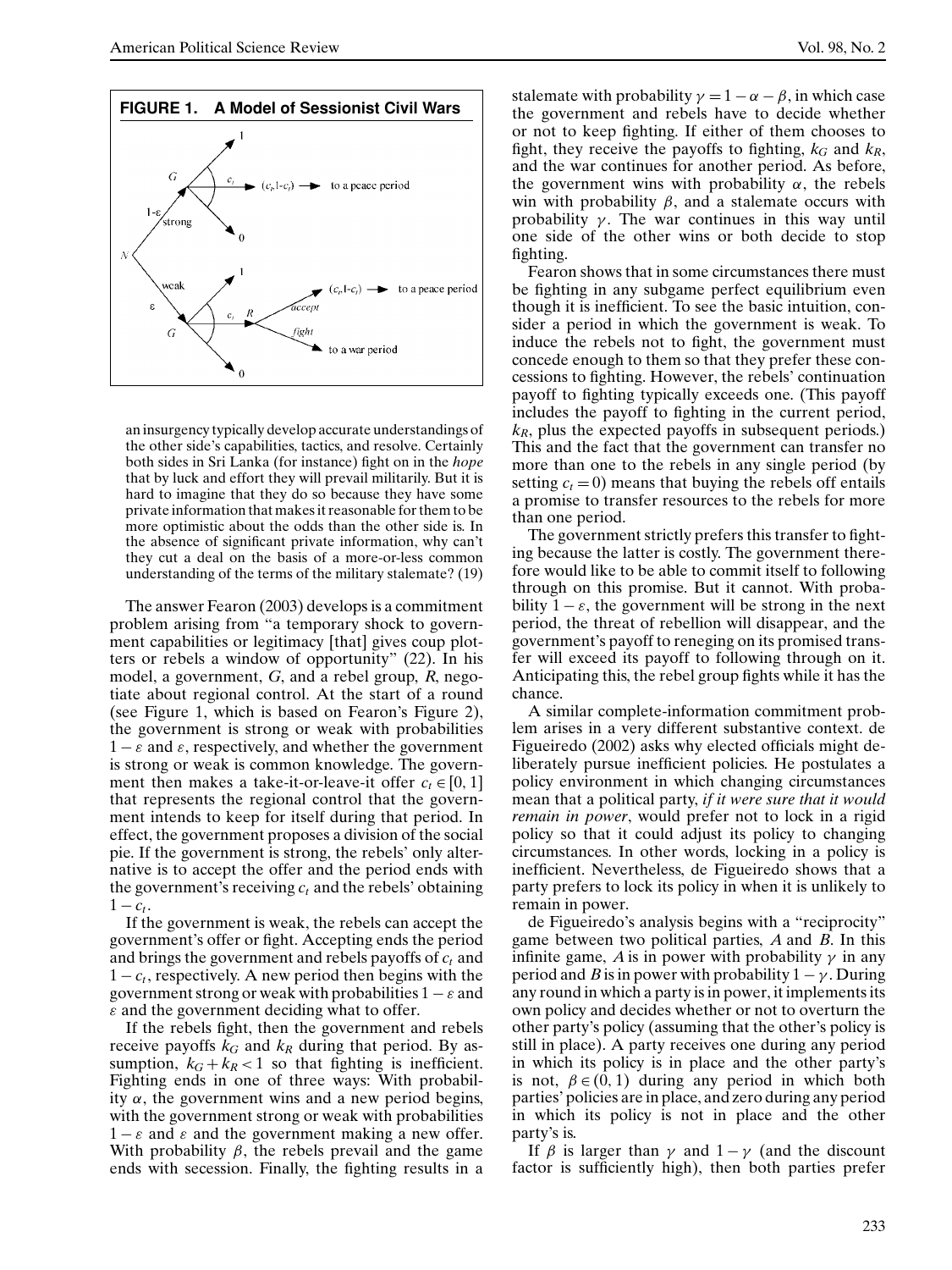**FIGURE 1. A Model of Sessionist Civil Wars**

1
G
$c_t$
$(c_t, 1-c_t)$ → to a peace period
1-ε
strong
0
N
1
weak
$(c_t, 1-c_t)$ → to a peace period
ε
$c_t$ R
accept
G
fight
→ to a war period
0

an insurgency typically develop accurate understandings of the other side's capabilities, tactics, and resolve. Certainly both sides in Sri Lanka (for instance) fight on in the *hope* that by luck and effort they will prevail militarily. But it is hard to imagine that they do so because they have some private information that makes it reasonable for them to be more optimistic about the odds than the other side is. In the absence of significant private information, why can't they cut a deal on the basis of a more-or-less common understanding of the terms of the military stalemate? (19)

The answer Fearon (2003) develops is a commitment problem arising from "a temporary shock to government capabilities or legitimacy [that] gives coup plotters or rebels a window of opportunity" (22). In his model, a government, $G$, and a rebel group, $R$, negotiate about regional control. At the start of a round (see Figure 1, which is based on Fearon's Figure 2), the government is strong or weak with probabilities $1-\varepsilon$ and $\varepsilon$, respectively, and whether the government is strong or weak is common knowledge. The government then makes a take-it-or-leave-it offer $c_t \in [0, 1]$ that represents the regional control that the government intends to keep for itself during that period. In effect, the government proposes a division of the social pie. If the government is strong, the rebels' only alternative is to accept the offer and the period ends with the government's receiving $c_t$ and the rebels' obtaining $1-c_t$.

If the government is weak, the rebels can accept the government's offer or fight. Accepting ends the period and brings the government and rebels payoffs of $c_t$ and $1-c_t$, respectively. A new period then begins with the government strong or weak with probabilities $1-\varepsilon$ and $\varepsilon$ and the government deciding what to offer.

If the rebels fight, then the government and rebels receive payoffs $k_G$ and $k_R$ during that period. By assumption, $k_G + k_R < 1$ so that fighting is inefficient. Fighting ends in one of three ways: With probability $\alpha$, the government wins and a new period begins, with the government strong or weak with probabilities $1-\varepsilon$ and $\varepsilon$ and the government making a new offer. With probability $\beta$, the rebels prevail and the game ends with secession. Finally, the fighting results in a stalemate with probability $\gamma = 1-\alpha-\beta$, in which case the government and rebels have to decide whether or not to keep fighting. If either of them chooses to fight, they receive the payoffs to fighting, $k_G$ and $k_R$, and the war continues for another period. As before, the government wins with probability $\alpha$, the rebels win with probability $\beta$, and a stalemate occurs with probability $\gamma$. The war continues in this way until one side of the other wins or both decide to stop fighting.

Fearon shows that in some circumstances there must be fighting in any subgame perfect equilibrium even though it is inefficient. To see the basic intuition, consider a period in which the government is weak. To induce the rebels not to fight, the government must concede enough to them so that they prefer these concessions to fighting. However, the rebels' continuation payoff to fighting typically exceeds one. (This payoff includes the payoff to fighting in the current period, $k_R$, plus the expected payoffs in subsequent periods.) This and the fact that the government can transfer no more than one to the rebels in any single period (by setting $c_t = 0$) means that buying the rebels off entails a promise to transfer resources to the rebels for more than one period.

The government strictly prefers this transfer to fighting because the latter is costly. The government therefore would like to be able to commit itself to following through on this promise. But it cannot. With probability $1-\varepsilon$, the government will be strong in the next period, the threat of rebellion will disappear, and the government's payoff to reneging on its promised transfer will exceed its payoff to following through on it. Anticipating this, the rebel group fights while it has the chance.

A similar complete-information commitment problem arises in a very different substantive context. de Figueiredo (2002) asks why elected officials might deliberately pursue inefficient policies. He postulates a policy environment in which changing circumstances mean that a political party, *if it were sure that it would remain in power*, would prefer not to lock in a rigid policy so that it could adjust its policy to changing circumstances. In other words, locking in a policy is inefficient. Nevertheless, de Figueiredo shows that a party prefers to lock its policy in when it is unlikely to remain in power.

de Figueiredo's analysis begins with a "reciprocity" game between two political parties, $A$ and $B$. In this infinite game, $A$ is in power with probability $\gamma$ in any period and $B$ is in power with probability $1-\gamma$. During any round in which a party is in power, it implements its own policy and decides whether or not to overturn the other party's policy (assuming that the other's policy is still in place). A party receives one during any period in which its policy is in place and the other party's is not, $\beta \in (0, 1)$ during any period in which both parties' policies are in place, and zero during any period in which its policy is not in place and the other party's is.

If $\beta$ is larger than $\gamma$ and $1-\gamma$ (and the discount factor is sufficiently high), then both parties prefer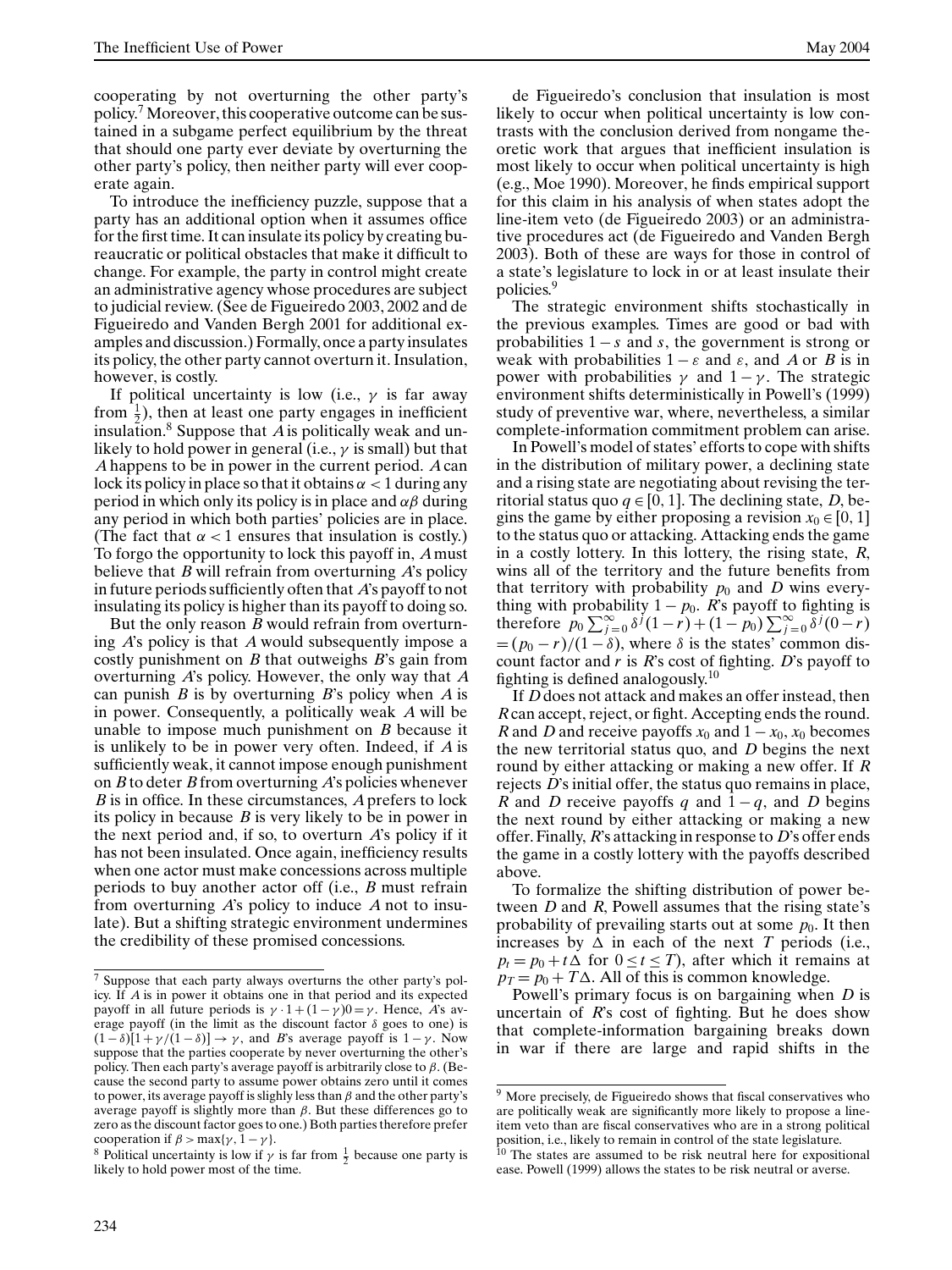cooperating by not overturning the other party's policy.[7] Moreover, this cooperative outcome can be sustained in a subgame perfect equilibrium by the threat that should one party ever deviate by overturning the other party's policy, then neither party will ever cooperate again.

To introduce the inefficiency puzzle, suppose that a party has an additional option when it assumes office for the first time. It can insulate its policy by creating bureaucratic or political obstacles that make it difficult to change. For example, the party in control might create an administrative agency whose procedures are subject to judicial review. (See de Figueiredo 2003, 2002 and de Figueiredo and Vanden Bergh 2001 for additional examples and discussion.) Formally, once a party insulates its policy, the other party cannot overturn it. Insulation, however, is costly.

If political uncertainty is low (i.e., $\gamma$ is far away from $\frac{1}{2}$), then at least one party engages in inefficient insulation.[8] Suppose that $A$ is politically weak and unlikely to hold power in general (i.e., $\gamma$ is small) but that $A$ happens to be in power in the current period. $A$ can lock its policy in place so that it obtains $\alpha < 1$ during any period in which only its policy is in place and $\alpha\beta$ during any period in which both parties' policies are in place. (The fact that $\alpha < 1$ ensures that insulation is costly.) To forgo the opportunity to lock this payoff in, $A$ must believe that $B$ will refrain from overturning $A$'s policy in future periods sufficiently often that $A$'s payoff to not insulating its policy is higher than its payoff to doing so.

But the only reason $B$ would refrain from overturning $A$'s policy is that $A$ would subsequently impose a costly punishment on $B$ that outweighs $B$'s gain from overturning $A$'s policy. However, the only way that $A$ can punish $B$ is by overturning $B$'s policy when $A$ is in power. Consequently, a politically weak $A$ will be unable to impose much punishment on $B$ because it is unlikely to be in power very often. Indeed, if $A$ is sufficiently weak, it cannot impose enough punishment on $B$ to deter $B$ from overturning $A$'s policies whenever $B$ is in office. In these circumstances, $A$ prefers to lock its policy in because $B$ is very likely to be in power in the next period and, if so, to overturn $A$'s policy if it has not been insulated. Once again, inefficiency results when one actor must make concessions across multiple periods to buy another actor off (i.e., $B$ must refrain from overturning $A$'s policy to induce $A$ not to insulate). But a shifting strategic environment undermines the credibility of these promised concessions.

de Figueiredo's conclusion that insulation is most likely to occur when political uncertainty is low contrasts with the conclusion derived from nongame theoretic work that argues that inefficient insulation is most likely to occur when political uncertainty is high (e.g., Moe 1990). Moreover, he finds empirical support for this claim in his analysis of when states adopt the line-item veto (de Figueiredo 2003) or an administrative procedures act (de Figueiredo and Vanden Bergh 2003). Both of these are ways for those in control of a state's legislature to lock in or at least insulate their policies.[9]

The strategic environment shifts stochastically in the previous examples. Times are good or bad with probabilities $1-s$ and $s$, the government is strong or weak with probabilities $1-\varepsilon$ and $\varepsilon$, and $A$ or $B$ is in power with probabilities $\gamma$ and $1-\gamma$. The strategic environment shifts deterministically in Powell's (1999) study of preventive war, where, nevertheless, a similar complete-information commitment problem can arise.

In Powell's model of states' efforts to cope with shifts in the distribution of military power, a declining state and a rising state are negotiating about revising the territorial status quo $q \in [0, 1]$. The declining state, $D$, begins the game by either proposing a revision $x_0 \in [0, 1]$ to the status quo or attacking. Attacking ends the game in a costly lottery. In this lottery, the rising state, $R$, wins all of the territory and the future benefits from that territory with probability $p_0$ and $D$ wins everything with probability $1-p_0$. $R$'s payoff to fighting is therefore $p_0\sum_{j=0}^{\infty}\delta^j(1-r)+(1-p_0)\sum_{j=0}^{\infty}\delta^j(0-r) = (p_0-r)/(1-\delta)$, where $\delta$ is the states' common discount factor and $r$ is $R$'s cost of fighting. $D$'s payoff to fighting is defined analogously.[10]

If $D$ does not attack and makes an offer instead, then $R$ can accept, reject, or fight. Accepting ends the round. $R$ and $D$ and receive payoffs $x_0$ and $1-x_0$, $x_0$ becomes the new territorial status quo, and $D$ begins the next round by either attacking or making a new offer. If $R$ rejects $D$'s initial offer, the status quo remains in place, $R$ and $D$ receive payoffs $q$ and $1-q$, and $D$ begins the next round by either attacking or making a new offer. Finally, $R$'s attacking in response to $D$'s offer ends the game in a costly lottery with the payoffs described above.

To formalize the shifting distribution of power between $D$ and $R$, Powell assumes that the rising state's probability of prevailing starts out at some $p_0$. It then increases by $\Delta$ in each of the next $T$ periods (i.e., $p_t = p_0 + t\Delta$ for $0 \le t \le T$), after which it remains at $p_T = p_0 + T\Delta$. All of this is common knowledge.

Powell's primary focus is on bargaining when $D$ is uncertain of $R$'s cost of fighting. But he does show that complete-information bargaining breaks down in war if there are large and rapid shifts in the

---

[7] Suppose that each party always overturns the other party's policy. If $A$ is in power it obtains one in that period and its expected payoff in all future periods is $\gamma \cdot 1 + (1-\gamma)0 = \gamma$. Hence, $A$'s average payoff (in the limit as the discount factor $\delta$ goes to one) is $(1-\delta)[1+\gamma/(1-\delta)] \to \gamma$, and $B$'s average payoff is $1-\gamma$. Now suppose that the parties cooperate by never overturning the other's policy. Then each party's average payoff is arbitrarily close to $\beta$. (Because the second party to assume power obtains zero until it comes to power, its average payoff is slighly less than $\beta$ and the other party's average payoff is slightly more than $\beta$. But these differences go to zero as the discount factor goes to one.) Both parties therefore prefer cooperation if $\beta > \max\{\gamma, 1-\gamma\}$.

[8] Political uncertainty is low if $\gamma$ is far from $\frac{1}{2}$ because one party is likely to hold power most of the time.

[9] More precisely, de Figueiredo shows that fiscal conservatives who are politically weak are significantly more likely to propose a line-item veto than are fiscal conservatives who are in a strong political position, i.e., likely to remain in control of the state legislature.

[10] The states are assumed to be risk neutral here for expositional ease. Powell (1999) allows the states to be risk neutral or averse.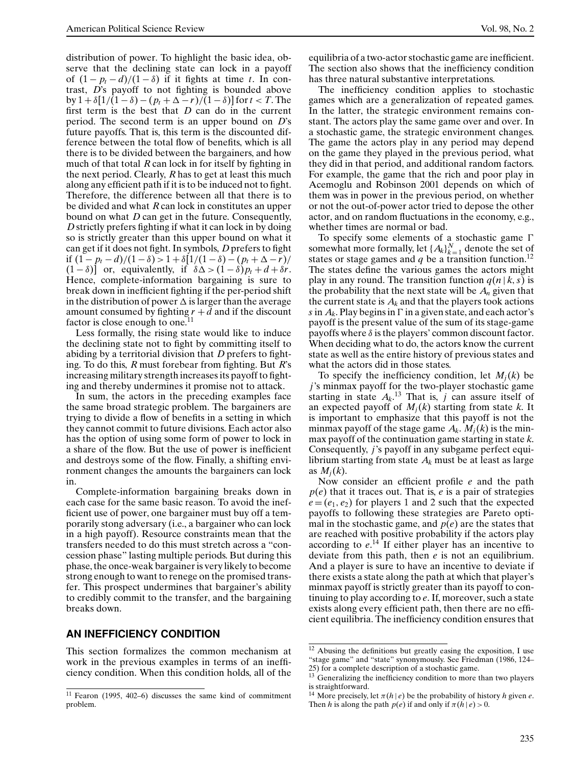distribution of power. To highlight the basic idea, observe that the declining state can lock in a payoff of $(1-p_t-d)/(1-\delta)$ if it fights at time $t$. In contrast, $D$'s payoff to not fighting is bounded above by $1+\delta[1/(1-\delta)-(p_t+\Delta-r)/(1-\delta)]$ for $t<T$. The first term is the best that $D$ can do in the current period. The second term is an upper bound on $D$'s future payoffs. That is, this term is the discounted difference between the total flow of benefits, which is all there is to be divided between the bargainers, and how much of that total $R$ can lock in for itself by fighting in the next period. Clearly, $R$ has to get at least this much along any efficient path if it is to be induced not to fight. Therefore, the difference between all that there is to be divided and what $R$ can lock in constitutes an upper bound on what $D$ can get in the future. Consequently, $D$ strictly prefers fighting if what it can lock in by doing so is strictly greater than this upper bound on what it can get if it does not fight. In symbols, $D$ prefers to fight if $(1-p_t-d)/(1-\delta)>1+\delta[1/(1-\delta)-(p_t+\Delta-r)/(1-\delta)]$ or, equivalently, if $\delta\Delta>(1-\delta)p_t+d+\delta r$. Hence, complete-information bargaining is sure to break down in inefficient fighting if the per-period shift in the distribution of power $\Delta$ is larger than the average amount consumed by fighting $r+d$ and if the discount factor is close enough to one.[11]

Less formally, the rising state would like to induce the declining state not to fight by committing itself to abiding by a territorial division that $D$ prefers to fighting. To do this, $R$ must forebear from fighting. But $R$'s increasing military strength increases its payoff to fighting and thereby undermines it promise not to attack.

In sum, the actors in the preceding examples face the same broad strategic problem. The bargainers are trying to divide a flow of benefits in a setting in which they cannot commit to future divisions. Each actor also has the option of using some form of power to lock in a share of the flow. But the use of power is inefficient and destroys some of the flow. Finally, a shifting environment changes the amounts the bargainers can lock in.

Complete-information bargaining breaks down in each case for the same basic reason. To avoid the inefficient use of power, one bargainer must buy off a temporarily stong adversary (i.e., a bargainer who can lock in a high payoff). Resource constraints mean that the transfers needed to do this must stretch across a "concession phase" lasting multiple periods. But during this phase, the once-weak bargainer is very likely to become strong enough to want to renege on the promised transfer. This prospect undermines that bargainer's ability to credibly commit to the transfer, and the bargaining breaks down.

## AN INEFFICIENCY CONDITION

This section formalizes the common mechanism at work in the previous examples in terms of an inefficiency condition. When this condition holds, all of the equilibria of a two-actor stochastic game are inefficient. The section also shows that the inefficiency condition has three natural substantive interpretations.

The inefficiency condition applies to stochastic games which are a generalization of repeated games. In the latter, the strategic environment remains constant. The actors play the same game over and over. In a stochastic game, the strategic environment changes. The game the actors play in any period may depend on the game they played in the previous period, what they did in that period, and additional random factors. For example, the game that the rich and poor play in Acemoglu and Robinson 2001 depends on which of them was in power in the previous period, on whether or not the out-of-power actor tried to depose the other actor, and on random fluctuations in the economy, e.g., whether times are normal or bad.

To specify some elements of a stochastic game $\Gamma$ somewhat more formally, let $\{A_k\}_{k=1}^{N}$ denote the set of states or stage games and $q$ be a transition function.[12] The states define the various games the actors might play in any round. The transition function $q(n\,|\,k,s)$ is the probability that the next state will be $A_n$ given that the current state is $A_k$ and that the players took actions $s$ in $A_k$. Play begins in $\Gamma$ in a given state, and each actor's payoff is the present value of the sum of its stage-game payoffs where $\delta$ is the players' common discount factor. When deciding what to do, the actors know the current state as well as the entire history of previous states and what the actors did in those states.

To specify the inefficiency condition, let $M_j(k)$ be $j$'s minmax payoff for the two-player stochastic game starting in state $A_k$.[13] That is, $j$ can assure itself of an expected payoff of $M_j(k)$ starting from state $k$. It is important to emphasize that this payoff is not the minmax payoff of the stage game $A_k$. $M_j(k)$ is the minmax payoff of the continuation game starting in state $k$. Consequently, $j$'s payoff in any subgame perfect equilibrium starting from state $A_k$ must be at least as large as $M_j(k)$.

Now consider an efficient profile $e$ and the path $p(e)$ that it traces out. That is, $e$ is a pair of strategies $e=(e_1,e_2)$ for players 1 and 2 such that the expected payoffs to following these strategies are Pareto optimal in the stochastic game, and $p(e)$ are the states that are reached with positive probability if the actors play according to $e$.[14] If either player has an incentive to deviate from this path, then $e$ is not an equilibrium. And a player is sure to have an incentive to deviate if there exists a state along the path at which that player's minmax payoff is strictly greater than its payoff to continuing to play according to $e$. If, moreover, such a state exists along every efficient path, then there are no efficient equilibria. The inefficiency condition ensures that

---

[11] Fearon (1995, 402–6) discusses the same kind of commitment problem.

[12] Abusing the definitions but greatly easing the exposition, I use "stage game" and "state" synonymously. See Friedman (1986, 124–25) for a complete description of a stochastic game.

[13] Generalizing the inefficiency condition to more than two players is straightforward.

[14] More precisely, let $\pi(h\,|\,e)$ be the probability of history $h$ given $e$. Then $h$ is along the path $p(e)$ if and only if $\pi(h\,|\,e)>0$.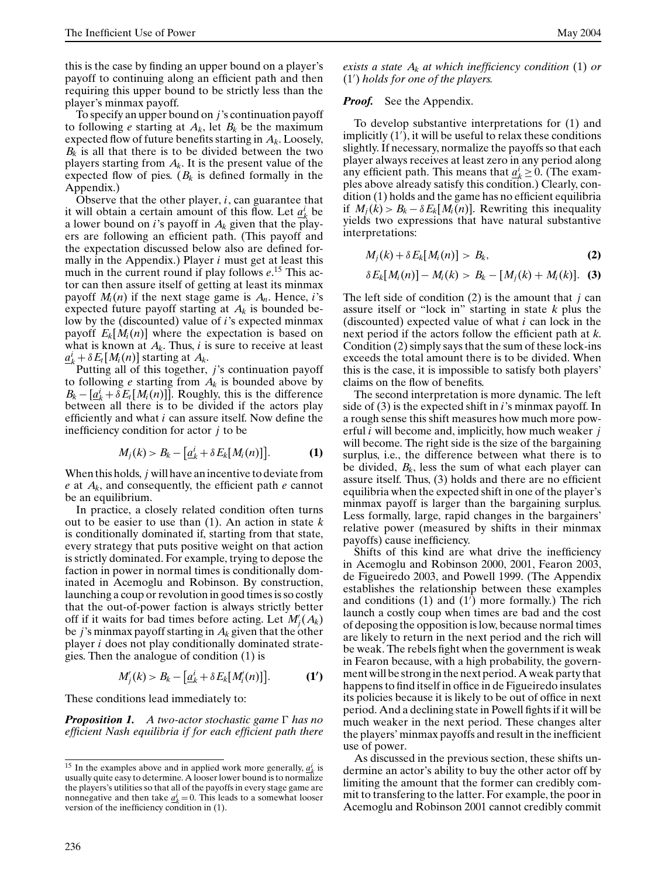this is the case by finding an upper bound on a player's payoff to continuing along an efficient path and then requiring this upper bound to be strictly less than the player's minmax payoff.

To specify an upper bound on $j$'s continuation payoff to following $e$ starting at $A_k$, let $B_k$ be the maximum expected flow of future benefits starting in $A_k$. Loosely, $B_k$ is all that there is to be divided between the two players starting from $A_k$. It is the present value of the expected flow of pies. ($B_k$ is defined formally in the Appendix.)

Observe that the other player, $i$, can guarantee that it will obtain a certain amount of this flow. Let $\underline{a}_k^i$ be a lower bound on $i$'s payoff in $A_k$ given that the players are following an efficient path. (This payoff and the expectation discussed below also are defined formally in the Appendix.) Player $i$ must get at least this much in the current round if play follows $e$.[15] This actor can then assure itself of getting at least its minmax payoff $M_i(n)$ if the next stage game is $A_n$. Hence, $i$'s expected future payoff starting at $A_k$ is bounded below by the (discounted) value of $i$'s expected minmax payoff $E_k[M_i(n)]$ where the expectation is based on what is known at $A_k$. Thus, $i$ is sure to receive at least $\underline{a}_k^i + \delta E_t[M_i(n)]$ starting at $A_k$.

Putting all of this together, $j$'s continuation payoff to following $e$ starting from $A_k$ is bounded above by $B_k - [\underline{a}_k^i + \delta E_t[M_i(n)]]$. Roughly, this is the difference between all there is to be divided if the actors play efficiently and what $i$ can assure itself. Now define the inefficiency condition for actor $j$ to be

$$M_j(k) > B_k - \left[\underline{a}_k^i + \delta E_k[M_i(n)]\right]. \tag{1}$$

When this holds, $j$ will have an incentive to deviate from $e$ at $A_k$, and consequently, the efficient path $e$ cannot be an equilibrium.

In practice, a closely related condition often turns out to be easier to use than (1). An action in state $k$ is conditionally dominated if, starting from that state, every strategy that puts positive weight on that action is strictly dominated. For example, trying to depose the faction in power in normal times is conditionally dominated in Acemoglu and Robinson. By construction, launching a coup or revolution in good times is so costly that the out-of-power faction is always strictly better off if it waits for bad times before acting. Let $M_j'(A_k)$ be $j$'s minmax payoff starting in $A_k$ given that the other player $i$ does not play conditionally dominated strategies. Then the analogue of condition (1) is

$$M_j'(k) > B_k - \left[\underline{a}_k^i + \delta E_k[M_i'(n)]\right]. \tag{1'}$$

These conditions lead immediately to:

***Proposition 1.*** *A two-actor stochastic game $\Gamma$ has no efficient Nash equilibria if for each efficient path there exists a state $A_k$ at which inefficiency condition* (1) *or* (1′) *holds for one of the players.*

***Proof.*** See the Appendix.

To develop substantive interpretations for (1) and implicitly (1′), it will be useful to relax these conditions slightly. If necessary, normalize the payoffs so that each player always receives at least zero in any period along any efficient path. This means that $\underline{a}_k^i \geq 0$. (The examples above already satisfy this condition.) Clearly, condition (1) holds and the game has no efficient equilibria if $M_j(k) > B_k - \delta E_k[M_i(n)]$. Rewriting this inequality yields two expressions that have natural substantive interpretations:

$$M_j(k) + \delta E_k[M_i(n)] > B_k, \tag{2}$$

$$\delta E_k[M_i(n)] - M_i(k) > B_k - [M_j(k) + M_i(k)]. \tag{3}$$

The left side of condition (2) is the amount that $j$ can assure itself or "lock in" starting in state $k$ plus the (discounted) expected value of what $i$ can lock in the next period if the actors follow the efficient path at $k$. Condition (2) simply says that the sum of these lock-ins exceeds the total amount there is to be divided. When this is the case, it is impossible to satisfy both players' claims on the flow of benefits.

The second interpretation is more dynamic. The left side of (3) is the expected shift in $i$'s minmax payoff. In a rough sense this shift measures how much more powerful $i$ will become and, implicitly, how much weaker $j$ will become. The right side is the size of the bargaining surplus, i.e., the difference between what there is to be divided, $B_k$, less the sum of what each player can assure itself. Thus, (3) holds and there are no efficient equilibria when the expected shift in one of the player's minmax payoff is larger than the bargaining surplus. Less formally, large, rapid changes in the bargainers' relative power (measured by shifts in their minmax payoffs) cause inefficiency.

Shifts of this kind are what drive the inefficiency in Acemoglu and Robinson 2000, 2001, Fearon 2003, de Figueiredo 2003, and Powell 1999. (The Appendix establishes the relationship between these examples and conditions (1) and (1′) more formally.) The rich launch a costly coup when times are bad and the cost of deposing the opposition is low, because normal times are likely to return in the next period and the rich will be weak. The rebels fight when the government is weak in Fearon because, with a high probability, the government will be strong in the next period. A weak party that happens to find itself in office in de Figueiredo insulates its policies because it is likely to be out of office in next period. And a declining state in Powell fights if it will be much weaker in the next period. These changes alter the players' minmax payoffs and result in the inefficient use of power.

As discussed in the previous section, these shifts undermine an actor's ability to buy the other actor off by limiting the amount that the former can credibly commit to transfering to the latter. For example, the poor in Acemoglu and Robinson 2001 cannot credibly commit

[15] In the examples above and in applied work more generally, $\underline{a}_k^i$ is usually quite easy to determine. A looser lower bound is to normalize the players's utilities so that all of the payoffs in every stage game are nonnegative and then take $\underline{a}_k^i = 0$. This leads to a somewhat looser version of the inefficiency condition in (1).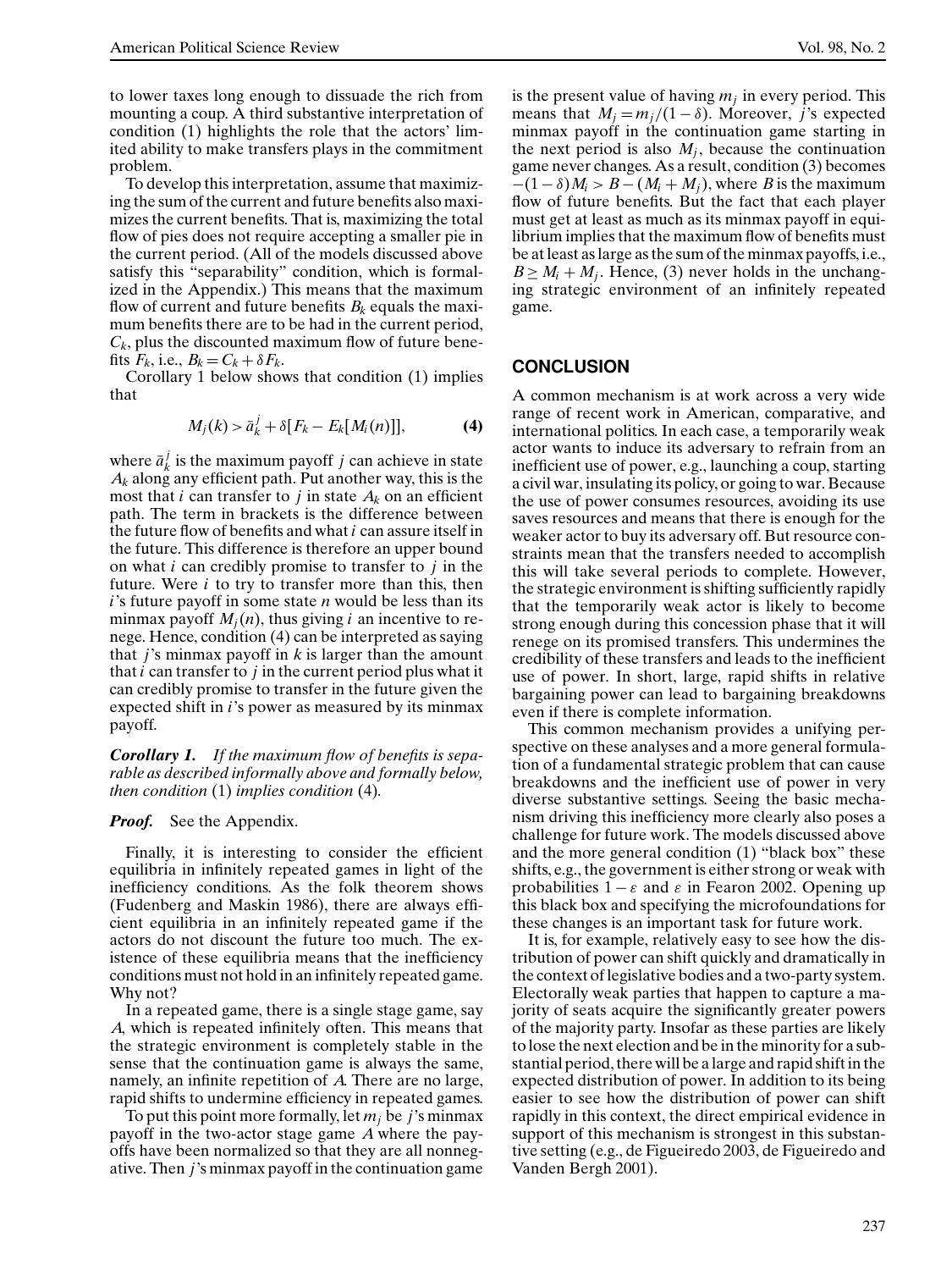to lower taxes long enough to dissuade the rich from mounting a coup. A third substantive interpretation of condition (1) highlights the role that the actors' limited ability to make transfers plays in the commitment problem.

To develop this interpretation, assume that maximizing the sum of the current and future benefits also maximizes the current benefits. That is, maximizing the total flow of pies does not require accepting a smaller pie in the current period. (All of the models discussed above satisfy this "separability" condition, which is formalized in the Appendix.) This means that the maximum flow of current and future benefits $B_k$ equals the maximum benefits there are to be had in the current period, $C_k$, plus the discounted maximum flow of future benefits $F_k$, i.e., $B_k = C_k + \delta F_k$.

Corollary 1 below shows that condition (1) implies that

$$M_j(k) > \bar{a}_k^j + \delta[F_k - E_k[M_i(n)]], \qquad \textbf{(4)}$$

where $\bar{a}_k^j$ is the maximum payoff $j$ can achieve in state $A_k$ along any efficient path. Put another way, this is the most that $i$ can transfer to $j$ in state $A_k$ on an efficient path. The term in brackets is the difference between the future flow of benefits and what $i$ can assure itself in the future. This difference is therefore an upper bound on what $i$ can credibly promise to transfer to $j$ in the future. Were $i$ to try to transfer more than this, then $i$'s future payoff in some state $n$ would be less than its minmax payoff $M_i(n)$, thus giving $i$ an incentive to renege. Hence, condition (4) can be interpreted as saying that $j$'s minmax payoff in $k$ is larger than the amount that $i$ can transfer to $j$ in the current period plus what it can credibly promise to transfer in the future given the expected shift in $i$'s power as measured by its minmax payoff.

***Corollary 1.*** *If the maximum flow of benefits is separable as described informally above and formally below, then condition* (1) *implies condition* (4).

***Proof.*** See the Appendix.

Finally, it is interesting to consider the efficient equilibria in infinitely repeated games in light of the inefficiency conditions. As the folk theorem shows (Fudenberg and Maskin 1986), there are always efficient equilibria in an infinitely repeated game if the actors do not discount the future too much. The existence of these equilibria means that the inefficiency conditions must not hold in an infinitely repeated game. Why not?

In a repeated game, there is a single stage game, say $A$, which is repeated infinitely often. This means that the strategic environment is completely stable in the sense that the continuation game is always the same, namely, an infinite repetition of $A$. There are no large, rapid shifts to undermine efficiency in repeated games.

To put this point more formally, let $m_j$ be $j$'s minmax payoff in the two-actor stage game $A$ where the payoffs have been normalized so that they are all nonnegative. Then $j$'s minmax payoff in the continuation game is the present value of having $m_j$ in every period. This means that $M_j = m_j/(1-\delta)$. Moreover, $j$'s expected minmax payoff in the continuation game starting in the next period is also $M_j$, because the continuation game never changes. As a result, condition (3) becomes $-(1-\delta)M_i > B - (M_i + M_j)$, where $B$ is the maximum flow of future benefits. But the fact that each player must get at least as much as its minmax payoff in equilibrium implies that the maximum flow of benefits must be at least as large as the sum of the minmax payoffs, i.e., $B \geq M_i + M_j$. Hence, (3) never holds in the unchanging strategic environment of an infinitely repeated game.

## CONCLUSION

A common mechanism is at work across a very wide range of recent work in American, comparative, and international politics. In each case, a temporarily weak actor wants to induce its adversary to refrain from an inefficient use of power, e.g., launching a coup, starting a civil war, insulating its policy, or going to war. Because the use of power consumes resources, avoiding its use saves resources and means that there is enough for the weaker actor to buy its adversary off. But resource constraints mean that the transfers needed to accomplish this will take several periods to complete. However, the strategic environment is shifting sufficiently rapidly that the temporarily weak actor is likely to become strong enough during this concession phase that it will renege on its promised transfers. This undermines the credibility of these transfers and leads to the inefficient use of power. In short, large, rapid shifts in relative bargaining power can lead to bargaining breakdowns even if there is complete information.

This common mechanism provides a unifying perspective on these analyses and a more general formulation of a fundamental strategic problem that can cause breakdowns and the inefficient use of power in very diverse substantive settings. Seeing the basic mechanism driving this inefficiency more clearly also poses a challenge for future work. The models discussed above and the more general condition (1) "black box" these shifts, e.g., the government is either strong or weak with probabilities $1-\varepsilon$ and $\varepsilon$ in Fearon 2002. Opening up this black box and specifying the microfoundations for these changes is an important task for future work.

It is, for example, relatively easy to see how the distribution of power can shift quickly and dramatically in the context of legislative bodies and a two-party system. Electorally weak parties that happen to capture a majority of seats acquire the significantly greater powers of the majority party. Insofar as these parties are likely to lose the next election and be in the minority for a substantial period, there will be a large and rapid shift in the expected distribution of power. In addition to its being easier to see how the distribution of power can shift rapidly in this context, the direct empirical evidence in support of this mechanism is strongest in this substantive setting (e.g., de Figueiredo 2003, de Figueiredo and Vanden Bergh 2001).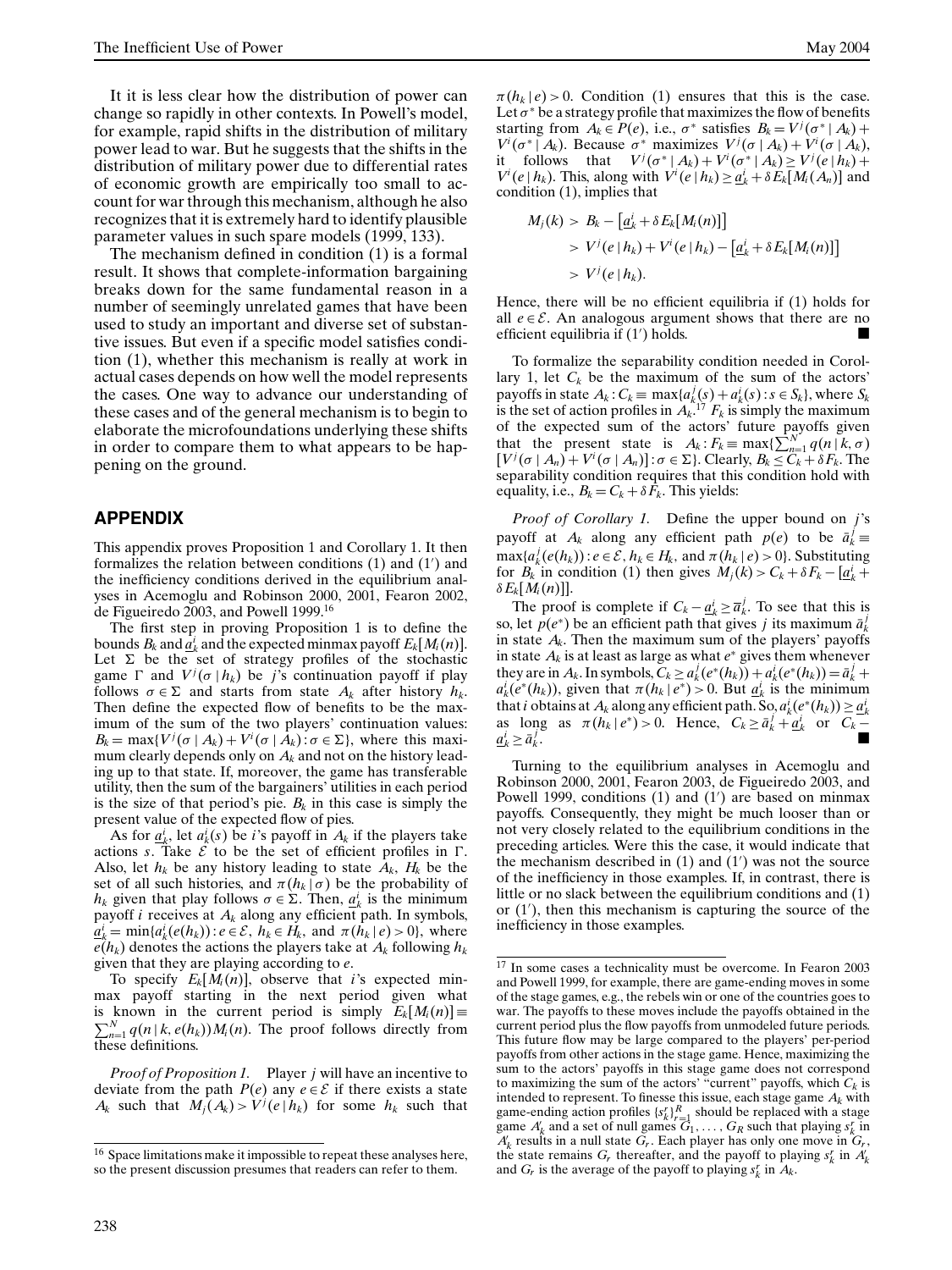It it is less clear how the distribution of power can change so rapidly in other contexts. In Powell's model, for example, rapid shifts in the distribution of military power lead to war. But he suggests that the shifts in the distribution of military power due to differential rates of economic growth are empirically too small to account for war through this mechanism, although he also recognizes that it is extremely hard to identify plausible parameter values in such spare models (1999, 133).

The mechanism defined in condition (1) is a formal result. It shows that complete-information bargaining breaks down for the same fundamental reason in a number of seemingly unrelated games that have been used to study an important and diverse set of substantive issues. But even if a specific model satisfies condition (1), whether this mechanism is really at work in actual cases depends on how well the model represents the cases. One way to advance our understanding of these cases and of the general mechanism is to begin to elaborate the microfoundations underlying these shifts in order to compare them to what appears to be happening on the ground.

## APPENDIX

This appendix proves Proposition 1 and Corollary 1. It then formalizes the relation between conditions (1) and (1′) and the inefficiency conditions derived in the equilibrium analyses in Acemoglu and Robinson 2000, 2001, Fearon 2002, de Figueiredo 2003, and Powell 1999.[16]

The first step in proving Proposition 1 is to define the bounds $B_k$ and $\underline{a}_k^i$ and the expected minmax payoff $E_k[M_i(n)]$. Let $\Sigma$ be the set of strategy profiles of the stochastic game $\Gamma$ and $V^j(\sigma \mid h_k)$ be $j$'s continuation payoff if play follows $\sigma \in \Sigma$ and starts from state $A_k$ after history $h_k$. Then define the expected flow of benefits to be the maximum of the sum of the two players' continuation values: $B_k = \max\{V^j(\sigma \mid A_k) + V^i(\sigma \mid A_k) : \sigma \in \Sigma\}$, where this maximum clearly depends only on $A_k$ and not on the history leading up to that state. If, moreover, the game has transferable utility, then the sum of the bargainers' utilities in each period is the size of that period's pie. $B_k$ in this case is simply the present value of the expected flow of pies.

As for $\underline{a}_k^i$, let $a_k^i(s)$ be $i$'s payoff in $A_k$ if the players take actions $s$. Take $\mathcal{E}$ to be the set of efficient profiles in $\Gamma$. Also, let $h_k$ be any history leading to state $A_k$, $H_k$ be the set of all such histories, and $\pi(h_k \mid \sigma)$ be the probability of $h_k$ given that play follows $\sigma \in \Sigma$. Then, $\underline{a}_k^i$ is the minimum payoff $i$ receives at $A_k$ along any efficient path. In symbols, $\underline{a}_k^i = \min\{a_k^i(e(h_k)) : e \in \mathcal{E},\ h_k \in H_k, \text{ and } \pi(h_k \mid e) > 0\}$, where $e(h_k)$ denotes the actions the players take at $A_k$ following $h_k$ given that they are playing according to $e$.

To specify $E_k[M_i(n)]$, observe that $i$'s expected minmax payoff starting in the next period given what is known in the current period is simply $E_k[M_i(n)] \equiv \sum_{n=1}^{N} q(n \mid k, e(h_k)) M_i(n)$. The proof follows directly from these definitions.

*Proof of Proposition 1.* Player $j$ will have an incentive to deviate from the path $P(e)$ any $e \in \mathcal{E}$ if there exists a state $A_k$ such that $M_j(A_k) > V^j(e \mid h_k)$ for some $h_k$ such that $\pi(h_k \mid e) > 0$. Condition (1) ensures that this is the case. Let $\sigma^*$ be a strategy profile that maximizes the flow of benefits starting from $A_k \in P(e)$, i.e., $\sigma^*$ satisfies $B_k = V^j(\sigma^* \mid A_k) + V^i(\sigma^* \mid A_k)$. Because $\sigma^*$ maximizes $V^j(\sigma \mid A_k) + V^i(\sigma \mid A_k)$, it follows that $V^j(\sigma^* \mid A_k) + V^i(\sigma^* \mid A_k) \geq V^j(e \mid h_k) + V^i(e \mid h_k)$. This, along with $V^i(e \mid h_k) \geq \underline{a}_k^i + \delta E_k[M_i(A_n)]$ and condition (1), implies that

$$
\begin{aligned}
M_j(k) &> B_k - \left[\underline{a}_k^i + \delta E_k[M_i(n)]\right] \\
&> V^j(e \mid h_k) + V^i(e \mid h_k) - \left[\underline{a}_k^i + \delta E_k[M_i(n)]\right] \\
&> V^j(e \mid h_k).
\end{aligned}
$$

Hence, there will be no efficient equilibria if (1) holds for all $e \in \mathcal{E}$. An analogous argument shows that there are no efficient equilibria if (1′) holds. ■

To formalize the separability condition needed in Corollary 1, let $C_k$ be the maximum of the sum of the actors' payoffs in state $A_k$: $C_k \equiv \max\{a_k^j(s) + a_k^i(s) : s \in S_k\}$, where $S_k$ is the set of action profiles in $A_k$.[17] $F_k$ is simply the maximum of the expected sum of the actors' future payoffs given that the present state is $A_k$: $F_k \equiv \max\{\sum_{n=1}^{N} q(n \mid k, \sigma)[V^j(\sigma \mid A_n) + V^i(\sigma \mid A_n)] : \sigma \in \Sigma\}$. Clearly, $B_k \leq C_k + \delta F_k$. The separability condition requires that this condition hold with equality, i.e., $B_k = C_k + \delta F_k$. This yields:

*Proof of Corollary 1.* Define the upper bound on $j$'s payoff at $A_k$ along any efficient path $p(e)$ to be $\bar{a}_k^j \equiv \max\{a_k^j(e(h_k)) : e \in \mathcal{E},\ h_k \in H_k, \text{ and } \pi(h_k \mid e) > 0\}$. Substituting for $B_k$ in condition (1) then gives $M_j(k) > C_k + \delta F_k - [\underline{a}_k^i + \delta E_k[M_i(n)]]$.

The proof is complete if $C_k - \underline{a}_k^i \geq \bar{a}_k^j$. To see that this is so, let $p(e^*)$ be an efficient path that gives $j$ its maximum $\bar{a}_k^j$ in state $A_k$. Then the maximum sum of the players' payoffs in state $A_k$ is at least as large as what $e^*$ gives them whenever they are in $A_k$. In symbols, $C_k \geq a_k^j(e^*(h_k)) + a_k^i(e^*(h_k)) = \bar{a}_k^j + a_k^i(e^*(h_k))$, given that $\pi(h_k \mid e^*) > 0$. But $\underline{a}_k^i$ is the minimum that $i$ obtains at $A_k$ along any efficient path. So, $a_k^i(e^*(h_k)) \geq \underline{a}_k^i$ as long as $\pi(h_k \mid e^*) > 0$. Hence, $C_k \geq \bar{a}_k^j + \underline{a}_k^i$ or $C_k - \underline{a}_k^i \geq \bar{a}_k^j$. ■

Turning to the equilibrium analyses in Acemoglu and Robinson 2000, 2001, Fearon 2003, de Figueiredo 2003, and Powell 1999, conditions (1) and (1′) are based on minmax payoffs. Consequently, they might be much looser than or not very closely related to the equilibrium conditions in the preceding articles. Were this the case, it would indicate that the mechanism described in (1) and (1′) was not the source of the inefficiency in those examples. If, in contrast, there is little or no slack between the equilibrium conditions and (1) or (1′), then this mechanism is capturing the source of the inefficiency in those examples.

---

[16] Space limitations make it impossible to repeat these analyses here, so the present discussion presumes that readers can refer to them.

[17] In some cases a technicality must be overcome. In Fearon 2003 and Powell 1999, for example, there are game-ending moves in some of the stage games, e.g., the rebels win or one of the countries goes to war. The payoffs to these moves include the payoffs obtained in the current period plus the flow payoffs from unmodeled future periods. This future flow may be large compared to the players' per-period payoffs from other actions in the stage game. Hence, maximizing the sum to the actors' payoffs in this stage game does not correspond to maximizing the sum of the actors' "current" payoffs, which $C_k$ is intended to represent. To finesse this issue, each stage game $A_k$ with game-ending action profiles $\{s_k^r\}_{r=1}^{R}$ should be replaced with a stage game $A_k'$ and a set of null games $G_1, \ldots, G_R$ such that playing $s_k^r$ in $A_k'$ results in a null state $G_r$. Each player has only one move in $G_r$, the state remains $G_r$ thereafter, and the payoff to playing $s_k^r$ in $A_k'$ and $G_r$ is the average of the payoff to playing $s_k^r$ in $A_k$.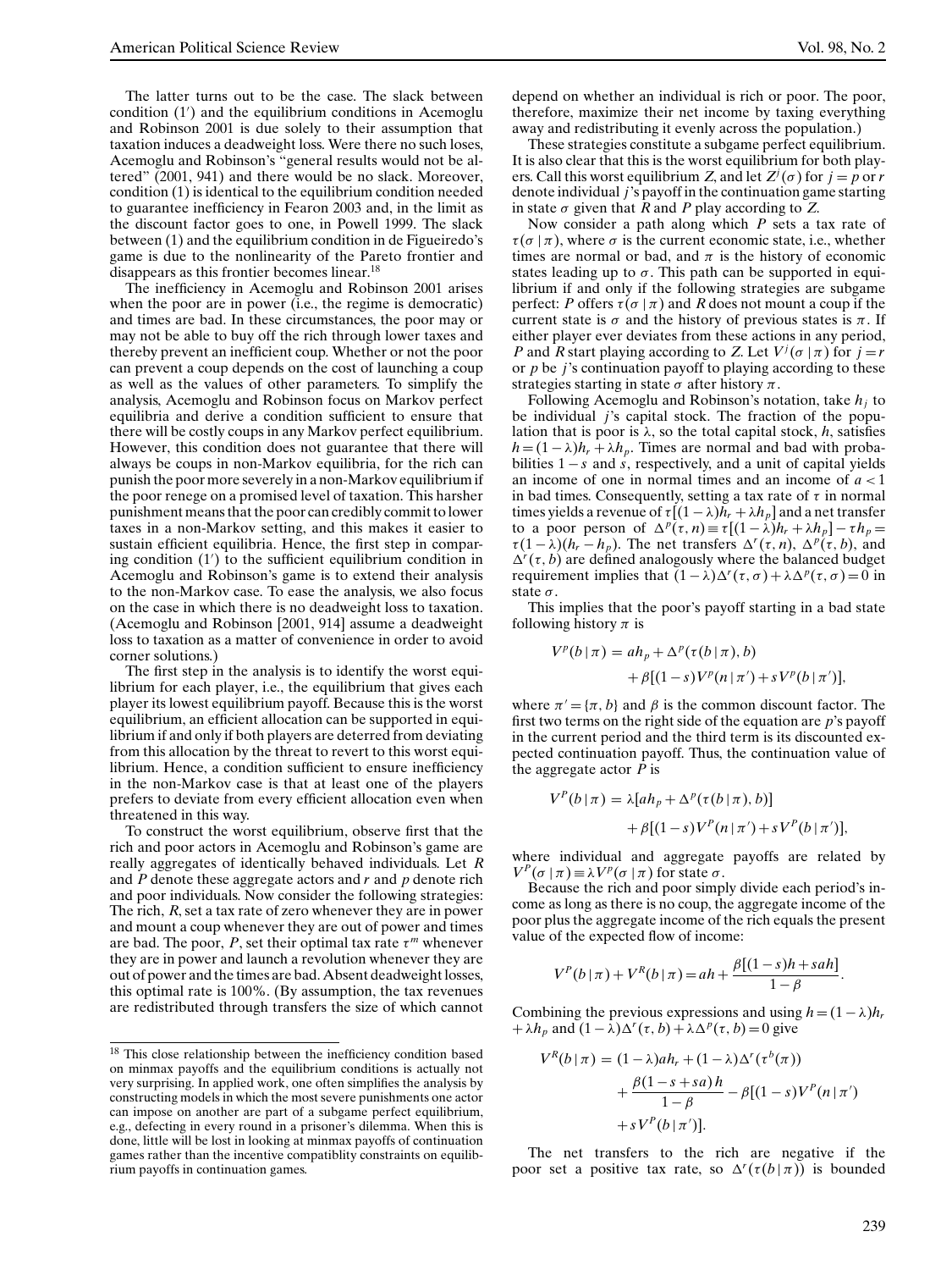The latter turns out to be the case. The slack between condition (1′) and the equilibrium conditions in Acemoglu and Robinson 2001 is due solely to their assumption that taxation induces a deadweight loss. Were there no such loses, Acemoglu and Robinson's "general results would not be altered" (2001, 941) and there would be no slack. Moreover, condition (1) is identical to the equilibrium condition needed to guarantee inefficiency in Fearon 2003 and, in the limit as the discount factor goes to one, in Powell 1999. The slack between (1) and the equilibrium condition in de Figueiredo's game is due to the nonlinearity of the Pareto frontier and disappears as this frontier becomes linear.[18]

The inefficiency in Acemoglu and Robinson 2001 arises when the poor are in power (i.e., the regime is democratic) and times are bad. In these circumstances, the poor may or may not be able to buy off the rich through lower taxes and thereby prevent an inefficient coup. Whether or not the poor can prevent a coup depends on the cost of launching a coup as well as the values of other parameters. To simplify the analysis, Acemoglu and Robinson focus on Markov perfect equilibria and derive a condition sufficient to ensure that there will be costly coups in any Markov perfect equilibrium. However, this condition does not guarantee that there will always be coups in non-Markov equilibria, for the rich can punish the poor more severely in a non-Markov equilibrium if the poor renege on a promised level of taxation. This harsher punishment means that the poor can credibly commit to lower taxes in a non-Markov setting, and this makes it easier to sustain efficient equilibria. Hence, the first step in comparing condition (1′) to the sufficient equilibrium condition in Acemoglu and Robinson's game is to extend their analysis to the non-Markov case. To ease the analysis, we also focus on the case in which there is no deadweight loss to taxation. (Acemoglu and Robinson [2001, 914] assume a deadweight loss to taxation as a matter of convenience in order to avoid corner solutions.)

The first step in the analysis is to identify the worst equilibrium for each player, i.e., the equilibrium that gives each player its lowest equilibrium payoff. Because this is the worst equilibrium, an efficient allocation can be supported in equilibrium if and only if both players are deterred from deviating from this allocation by the threat to revert to this worst equilibrium. Hence, a condition sufficient to ensure inefficiency in the non-Markov case is that at least one of the players prefers to deviate from every efficient allocation even when threatened in this way.

To construct the worst equilibrium, observe first that the rich and poor actors in Acemoglu and Robinson's game are really aggregates of identically behaved individuals. Let $R$ and $P$ denote these aggregate actors and $r$ and $p$ denote rich and poor individuals. Now consider the following strategies: The rich, $R$, set a tax rate of zero whenever they are in power and mount a coup whenever they are out of power and times are bad. The poor, $P$, set their optimal tax rate $\tau^m$ whenever they are in power and launch a revolution whenever they are out of power and the times are bad. Absent deadweight losses, this optimal rate is 100%. (By assumption, the tax revenues are redistributed through transfers the size of which cannot depend on whether an individual is rich or poor. The poor, therefore, maximize their net income by taxing everything away and redistributing it evenly across the population.)

These strategies constitute a subgame perfect equilibrium. It is also clear that this is the worst equilibrium for both players. Call this worst equilibrium $Z$, and let $Z^j(\sigma)$ for $j = p$ or $r$ denote individual $j$'s payoff in the continuation game starting in state $\sigma$ given that $R$ and $P$ play according to $Z$.

Now consider a path along which $P$ sets a tax rate of $\tau(\sigma \mid \pi)$, where $\sigma$ is the current economic state, i.e., whether times are normal or bad, and $\pi$ is the history of economic states leading up to $\sigma$. This path can be supported in equilibrium if and only if the following strategies are subgame perfect: $P$ offers $\tau(\sigma \mid \pi)$ and $R$ does not mount a coup if the current state is $\sigma$ and the history of previous states is $\pi$. If either player ever deviates from these actions in any period, $P$ and $R$ start playing according to $Z$. Let $V^j(\sigma \mid \pi)$ for $j = r$ or $p$ be $j$'s continuation payoff to playing according to these strategies starting in state $\sigma$ after history $\pi$.

Following Acemoglu and Robinson's notation, take $h_j$ to be individual $j$'s capital stock. The fraction of the population that is poor is $\lambda$, so the total capital stock, $h$, satisfies $h = (1-\lambda)h_r + \lambda h_p$. Times are normal and bad with probabilities $1-s$ and $s$, respectively, and a unit of capital yields an income of one in normal times and an income of $a < 1$ in bad times. Consequently, setting a tax rate of $\tau$ in normal times yields a revenue of $\tau[(1-\lambda)h_r + \lambda h_p]$ and a net transfer to a poor person of $\Delta^p(\tau, n) \equiv \tau[(1-\lambda)h_r + \lambda h_p] - \tau h_p = \tau(1-\lambda)(h_r - h_p)$. The net transfers $\Delta^r(\tau, n)$, $\Delta^p(\tau, b)$, and $\Delta^r(\tau, b)$ are defined analogously where the balanced budget requirement implies that $(1-\lambda)\Delta^r(\tau, \sigma) + \lambda\Delta^p(\tau, \sigma) = 0$ in state $\sigma$.

This implies that the poor's payoff starting in a bad state following history $\pi$ is

$$V^p(b \mid \pi) = ah_p + \Delta^p(\tau(b \mid \pi), b) + \beta[(1-s)V^p(n \mid \pi') + sV^p(b \mid \pi')],$$

where $\pi' = \{\pi, b\}$ and $\beta$ is the common discount factor. The first two terms on the right side of the equation are $p$'s payoff in the current period and the third term is its discounted expected continuation payoff. Thus, the continuation value of the aggregate actor $P$ is

$$V^P(b \mid \pi) = \lambda[ah_p + \Delta^p(\tau(b \mid \pi), b)] + \beta[(1-s)V^P(n \mid \pi') + sV^P(b \mid \pi')],$$

where individual and aggregate payoffs are related by $V^P(\sigma \mid \pi) \equiv \lambda V^p(\sigma \mid \pi)$ for state $\sigma$.

Because the rich and poor simply divide each period's income as long as there is no coup, the aggregate income of the poor plus the aggregate income of the rich equals the present value of the expected flow of income:

$$V^P(b \mid \pi) + V^R(b \mid \pi) = ah + \frac{\beta[(1-s)h + sah]}{1-\beta}.$$

Combining the previous expressions and using $h = (1-\lambda)h_r + \lambda h_p$ and $(1-\lambda)\Delta^r(\tau, b) + \lambda\Delta^p(\tau, b) = 0$ give

$$V^R(b \mid \pi) = (1-\lambda)ah_r + (1-\lambda)\Delta^r(\tau^b(\pi)) + \frac{\beta(1-s+sa)h}{1-\beta} - \beta[(1-s)V^P(n \mid \pi') + sV^P(b \mid \pi')].$$

The net transfers to the rich are negative if the poor set a positive tax rate, so $\Delta^r(\tau(b \mid \pi))$ is bounded

[18] This close relationship between the inefficiency condition based on minmax payoffs and the equilibrium conditions is actually not very surprising. In applied work, one often simplifies the analysis by constructing models in which the most severe punishments one actor can impose on another are part of a subgame perfect equilibrium, e.g., defecting in every round in a prisoner's dilemma. When this is done, little will be lost in looking at minmax payoffs of continuation games rather than the incentive compatiblity constraints on equilibrium payoffs in continuation games.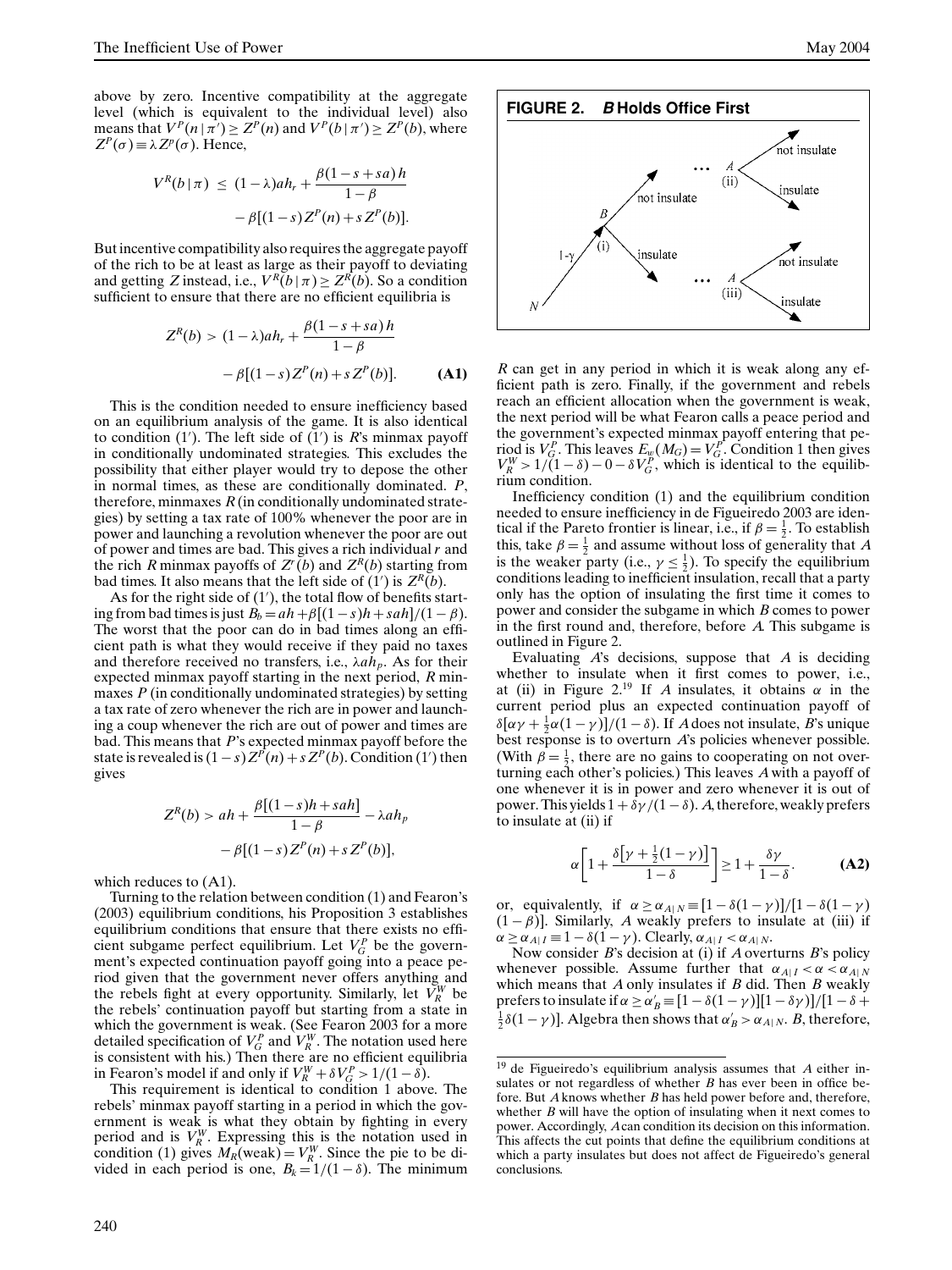above by zero. Incentive compatibility at the aggregate level (which is equivalent to the individual level) also means that $V^P(n \mid \pi') \geq Z^P(n)$ and $V^P(b \mid \pi') \geq Z^P(b)$, where $Z^P(\sigma) \equiv \lambda Z^p(\sigma)$. Hence,

$$V^R(b \mid \pi) \leq (1-\lambda)ah_r + \frac{\beta(1-s+sa)h}{1-\beta} - \beta[(1-s)Z^P(n) + s\,Z^P(b)].$$

But incentive compatibility also requires the aggregate payoff of the rich to be at least as large as their payoff to deviating and getting $Z$ instead, i.e., $V^R(b \mid \pi) \geq Z^R(b)$. So a condition sufficient to ensure that there are no efficient equilibria is

$$Z^R(b) > (1-\lambda)ah_r + \frac{\beta(1-s+sa)h}{1-\beta} - \beta[(1-s)Z^P(n) + s\,Z^P(b)]. \qquad \textbf{(A1)}$$

This is the condition needed to ensure inefficiency based on an equilibrium analysis of the game. It is also identical to condition (1′). The left side of (1′) is $R$'s minmax payoff in conditionally undominated strategies. This excludes the possibility that either player would try to depose the other in normal times, as these are conditionally dominated. $P$, therefore, minmaxes $R$ (in conditionally undominated strategies) by setting a tax rate of 100% whenever the poor are in power and launching a revolution whenever the poor are out of power and times are bad. This gives a rich individual $r$ and the rich $R$ minmax payoffs of $Z^r(b)$ and $Z^R(b)$ starting from bad times. It also means that the left side of (1′) is $Z^R(b)$.

As for the right side of (1′), the total flow of benefits starting from bad times is just $B_b = ah + \beta[(1-s)h + sah]/(1-\beta)$. The worst that the poor can do in bad times along an efficient path is what they would receive if they paid no taxes and therefore received no transfers, i.e., $\lambda ah_p$. As for their expected minmax payoff starting in the next period, $R$ minmaxes $P$ (in conditionally undominated strategies) by setting a tax rate of zero whenever the rich are in power and launching a coup whenever the rich are out of power and times are bad. This means that $P$'s expected minmax payoff before the state is revealed is $(1-s)Z^P(n) + s\,Z^P(b)$. Condition (1′) then gives

$$Z^R(b) > ah + \frac{\beta[(1-s)h + sah]}{1-\beta} - \lambda ah_p - \beta[(1-s)Z^P(n) + s\,Z^P(b)],$$

which reduces to (A1).

Turning to the relation between condition (1) and Fearon's (2003) equilibrium conditions, his Proposition 3 establishes equilibrium conditions that ensure that there exists no efficient subgame perfect equilibrium. Let $V_G^P$ be the government's expected continuation payoff going into a peace period given that the government never offers anything and the rebels fight at every opportunity. Similarly, let $V_R^W$ be the rebels' continuation payoff but starting from a state in which the government is weak. (See Fearon 2003 for a more detailed specification of $V_G^P$ and $V_R^W$. The notation used here is consistent with his.) Then there are no efficient equilibria in Fearon's model if and only if $V_R^W + \delta V_G^P > 1/(1-\delta)$.

This requirement is identical to condition 1 above. The rebels' minmax payoff starting in a period in which the government is weak is what they obtain by fighting in every period and is $V_R^W$. Expressing this is the notation used in condition (1) gives $M_R(\text{weak}) = V_R^W$. Since the pie to be divided in each period is one, $B_k = 1/(1-\delta)$. The minimum $R$ can get in any period in which it is weak along any efficient path is zero. Finally, if the government and rebels reach an efficient allocation when the government is weak, the next period will be what Fearon calls a peace period and the government's expected minmax payoff entering that period is $V_G^P$. This leaves $E_w(M_G) = V_G^P$. Condition 1 then gives $V_R^W > 1/(1-\delta) - 0 - \delta V_G^P$, which is identical to the equilibrium condition.

Inefficiency condition (1) and the equilibrium condition needed to ensure inefficiency in de Figueiredo 2003 are identical if the Pareto frontier is linear, i.e., if $\beta = \frac{1}{2}$. To establish this, take $\beta = \frac{1}{2}$ and assume without loss of generality that $A$ is the weaker party (i.e., $\gamma \leq \frac{1}{2}$). To specify the equilibrium conditions leading to inefficient insulation, recall that a party only has the option of insulating the first time it comes to power and consider the subgame in which $B$ comes to power in the first round and, therefore, before $A$. This subgame is outlined in Figure 2.

**FIGURE 2. *B* Holds Office First**

Evaluating $A$'s decisions, suppose that $A$ is deciding whether to insulate when it first comes to power, i.e., at (ii) in Figure 2.[19] If $A$ insulates, it obtains $\alpha$ in the current period plus an expected continuation payoff of $\delta[\alpha\gamma + \frac{1}{2}\alpha(1-\gamma)]/(1-\delta)$. If $A$ does not insulate, $B$'s unique best response is to overturn $A$'s policies whenever possible. (With $\beta = \frac{1}{2}$, there are no gains to cooperating on not overturning each other's policies.) This leaves $A$ with a payoff of one whenever it is in power and zero whenever it is out of power. This yields $1 + \delta\gamma/(1-\delta)$. $A$, therefore, weakly prefers to insulate at (ii) if

$$\alpha\left[1 + \frac{\delta\left[\gamma + \frac{1}{2}(1-\gamma)\right]}{1-\delta}\right] \geq 1 + \frac{\delta\gamma}{1-\delta}. \qquad \textbf{(A2)}$$

or, equivalently, if $\alpha \geq \alpha_{A\mid N} \equiv [1-\delta(1-\gamma)]/[1-\delta(1-\gamma)(1-\beta)]$. Similarly, $A$ weakly prefers to insulate at (iii) if $\alpha \geq \alpha_{A\mid I} \equiv 1 - \delta(1-\gamma)$. Clearly, $\alpha_{A\mid I} < \alpha_{A\mid N}$.

Now consider $B$'s decision at (i) if $A$ overturns $B$'s policy whenever possible. Assume further that $\alpha_{A\mid I} < \alpha < \alpha_{A\mid N}$ which means that $A$ only insulates if $B$ did. Then $B$ weakly prefers to insulate if $\alpha \geq \alpha'_B \equiv [1-\delta(1-\gamma)][1-\delta\gamma)]/[1-\delta + \frac{1}{2}\delta(1-\gamma)]$. Algebra then shows that $\alpha'_B > \alpha_{A\mid N}$. $B$, therefore,

[19] de Figueiredo's equilibrium analysis assumes that $A$ either insulates or not regardless of whether $B$ has ever been in office before. But $A$ knows whether $B$ has held power before and, therefore, whether $B$ will have the option of insulating when it next comes to power. Accordingly, $A$ can condition its decision on this information. This affects the cut points that define the equilibrium conditions at which a party insulates but does not affect de Figueiredo's general conclusions.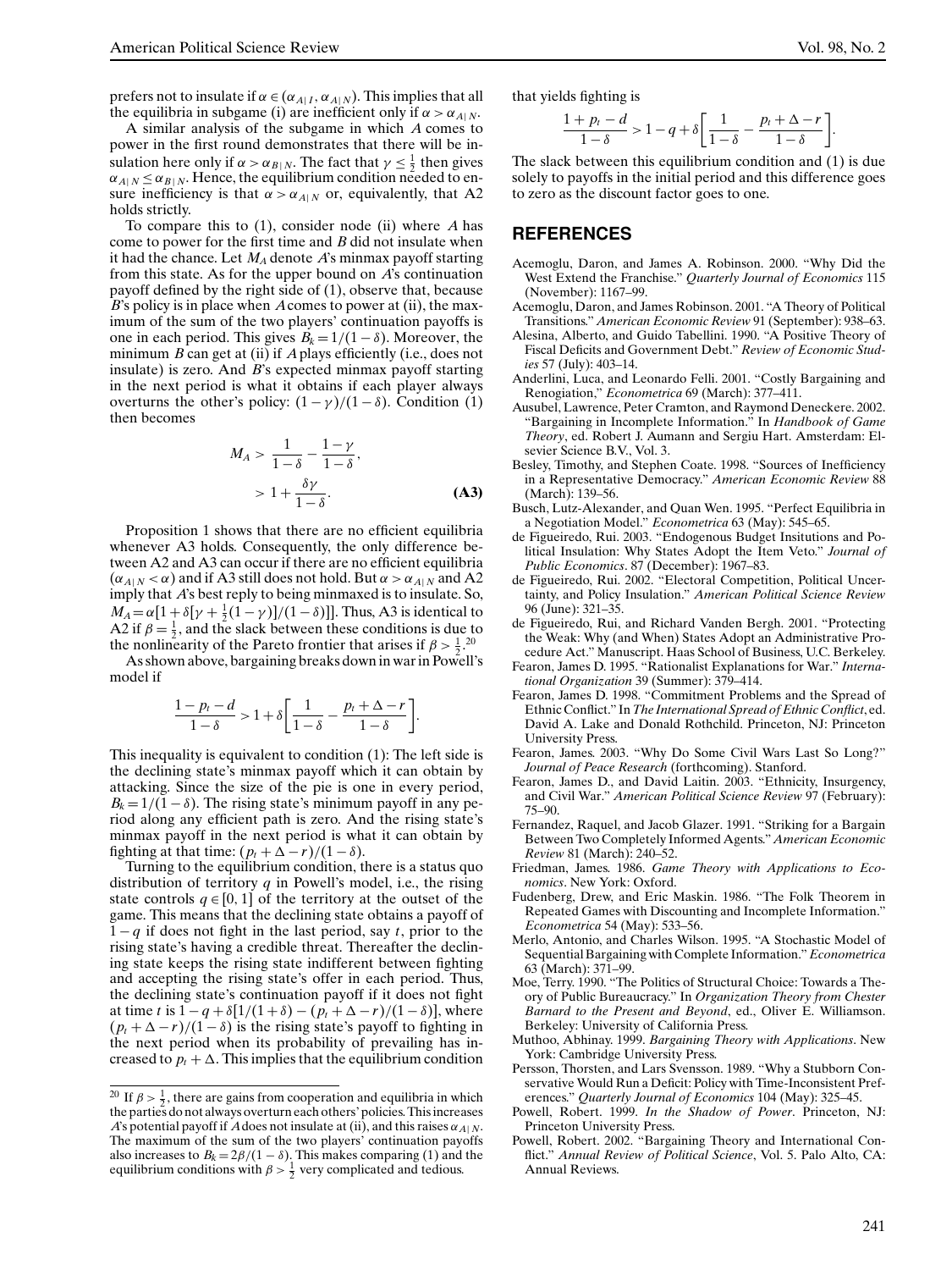prefers not to insulate if $\alpha \in (\alpha_{A|I}, \alpha_{A|N})$. This implies that all the equilibria in subgame (i) are inefficient only if $\alpha > \alpha_{A|N}$.

A similar analysis of the subgame in which $A$ comes to power in the first round demonstrates that there will be insulation here only if $\alpha > \alpha_{B|N}$. The fact that $\gamma \leq \frac{1}{2}$ then gives $\alpha_{A|N} \leq \alpha_{B|N}$. Hence, the equilibrium condition needed to ensure inefficiency is that $\alpha > \alpha_{A|N}$ or, equivalently, that A2 holds strictly.

To compare this to (1), consider node (ii) where $A$ has come to power for the first time and $B$ did not insulate when it had the chance. Let $M_A$ denote $A$'s minmax payoff starting from this state. As for the upper bound on $A$'s continuation payoff defined by the right side of (1), observe that, because $B$'s policy is in place when $A$ comes to power at (ii), the maximum of the sum of the two players' continuation payoffs is one in each period. This gives $B_k = 1/(1-\delta)$. Moreover, the minimum $B$ can get at (ii) if $A$ plays efficiently (i.e., does not insulate) is zero. And $B$'s expected minmax payoff starting in the next period is what it obtains if each player always overturns the other's policy: $(1-\gamma)/(1-\delta)$. Condition (1) then becomes

$$M_A > \frac{1}{1-\delta} - \frac{1-\gamma}{1-\delta},$$
$$> 1 + \frac{\delta\gamma}{1-\delta}. \qquad \textbf{(A3)}$$

Proposition 1 shows that there are no efficient equilibria whenever A3 holds. Consequently, the only difference between A2 and A3 can occur if there are no efficient equilibria $(\alpha_{A|N} < \alpha)$ and if A3 still does not hold. But $\alpha > \alpha_{A|N}$ and A2 imply that $A$'s best reply to being minmaxed is to insulate. So, $M_A = \alpha[1 + \delta[\gamma + \frac{1}{2}(1-\gamma)]/(1-\delta)]$. Thus, A3 is identical to A2 if $\beta = \frac{1}{2}$, and the slack between these conditions is due to the nonlinearity of the Pareto frontier that arises if $\beta > \frac{1}{2}$.[20]

As shown above, bargaining breaks down in war in Powell's model if

$$\frac{1-p_t-d}{1-\delta} > 1 + \delta\left[\frac{1}{1-\delta} - \frac{p_t+\Delta-r}{1-\delta}\right].$$

This inequality is equivalent to condition (1): The left side is the declining state's minmax payoff which it can obtain by attacking. Since the size of the pie is one in every period, $B_k = 1/(1-\delta)$. The rising state's minimum payoff in any period along any efficient path is zero. And the rising state's minmax payoff in the next period is what it can obtain by fighting at that time: $(p_t + \Delta - r)/(1-\delta)$.

Turning to the equilibrium condition, there is a status quo distribution of territory $q$ in Powell's model, i.e., the rising state controls $q \in [0, 1]$ of the territory at the outset of the game. This means that the declining state obtains a payoff of $1-q$ if does not fight in the last period, say $t$, prior to the rising state's having a credible threat. Thereafter the declining state keeps the rising state indifferent between fighting and accepting the rising state's offer in each period. Thus, the declining state's continuation payoff if it does not fight at time $t$ is $1 - q + \delta[1/(1+\delta) - (p_t + \Delta - r)/(1-\delta)]$, where $(p_t + \Delta - r)/(1-\delta)$ is the rising state's payoff to fighting in the next period when its probability of prevailing has increased to $p_t + \Delta$. This implies that the equilibrium condition that yields fighting is

$$\frac{1+p_t-d}{1-\delta} > 1 - q + \delta\left[\frac{1}{1-\delta} - \frac{p_t+\Delta-r}{1-\delta}\right].$$

The slack between this equilibrium condition and (1) is due solely to payoffs in the initial period and this difference goes to zero as the discount factor goes to one.

[20] If $\beta > \frac{1}{2}$, there are gains from cooperation and equilibria in which the parties do not always overturn each others' policies. This increases $A$'s potential payoff if $A$ does not insulate at (ii), and this raises $\alpha_{A|N}$. The maximum of the sum of the two players' continuation payoffs also increases to $B_k = 2\beta/(1-\delta)$. This makes comparing (1) and the equilibrium conditions with $\beta > \frac{1}{2}$ very complicated and tedious.

## REFERENCES

Acemoglu, Daron, and James A. Robinson. 2000. "Why Did the West Extend the Franchise." *Quarterly Journal of Economics* 115 (November): 1167–99.

Acemoglu, Daron, and James Robinson. 2001. "A Theory of Political Transitions." *American Economic Review* 91 (September): 938–63.

Alesina, Alberto, and Guido Tabellini. 1990. "A Positive Theory of Fiscal Deficits and Government Debt." *Review of Economic Studies* 57 (July): 403–14.

Anderlini, Luca, and Leonardo Felli. 2001. "Costly Bargaining and Renogiation," *Econometrica* 69 (March): 377–411.

Ausubel, Lawrence, Peter Cramton, and Raymond Deneckere. 2002. "Bargaining in Incomplete Information." In *Handbook of Game Theory*, ed. Robert J. Aumann and Sergiu Hart. Amsterdam: Elsevier Science B.V., Vol. 3.

Besley, Timothy, and Stephen Coate. 1998. "Sources of Inefficiency in a Representative Democracy." *American Economic Review* 88 (March): 139–56.

Busch, Lutz-Alexander, and Quan Wen. 1995. "Perfect Equilibria in a Negotiation Model." *Econometrica* 63 (May): 545–65.

de Figueiredo, Rui. 2003. "Endogenous Budget Insitutions and Political Insulation: Why States Adopt the Item Veto." *Journal of Public Economics*. 87 (December): 1967–83.

de Figueiredo, Rui. 2002. "Electoral Competition, Political Uncertainty, and Policy Insulation." *American Political Science Review* 96 (June): 321–35.

de Figueiredo, Rui, and Richard Vanden Bergh. 2001. "Protecting the Weak: Why (and When) States Adopt an Administrative Procedure Act." Manuscript. Haas School of Business, U.C. Berkeley.

Fearon, James D. 1995. "Rationalist Explanations for War." *International Organization* 39 (Summer): 379–414.

Fearon, James D. 1998. "Commitment Problems and the Spread of Ethnic Conflict." In *The International Spread of Ethnic Conflict*, ed. David A. Lake and Donald Rothchild. Princeton, NJ: Princeton University Press.

Fearon, James. 2003. "Why Do Some Civil Wars Last So Long?" *Journal of Peace Research* (forthcoming). Stanford.

Fearon, James D., and David Laitin. 2003. "Ethnicity, Insurgency, and Civil War." *American Political Science Review* 97 (February): 75–90.

Fernandez, Raquel, and Jacob Glazer. 1991. "Striking for a Bargain Between Two Completely Informed Agents." *American Economic Review* 81 (March): 240–52.

Friedman, James. 1986. *Game Theory with Applications to Economics*. New York: Oxford.

Fudenberg, Drew, and Eric Maskin. 1986. "The Folk Theorem in Repeated Games with Discounting and Incomplete Information." *Econometrica* 54 (May): 533–56.

Merlo, Antonio, and Charles Wilson. 1995. "A Stochastic Model of Sequential Bargaining with Complete Information." *Econometrica* 63 (March): 371–99.

Moe, Terry. 1990. "The Politics of Structural Choice: Towards a Theory of Public Bureaucracy." In *Organization Theory from Chester Barnard to the Present and Beyond*, ed., Oliver E. Williamson. Berkeley: University of California Press.

Muthoo, Abhinay. 1999. *Bargaining Theory with Applications*. New York: Cambridge University Press.

Persson, Thorsten, and Lars Svensson. 1989. "Why a Stubborn Conservative Would Run a Deficit: Policy with Time-Inconsistent Preferences." *Quarterly Journal of Economics* 104 (May): 325–45.

Powell, Robert. 1999. *In the Shadow of Power*. Princeton, NJ: Princeton University Press.

Powell, Robert. 2002. "Bargaining Theory and International Conflict." *Annual Review of Political Science*, Vol. 5. Palo Alto, CA: Annual Reviews.